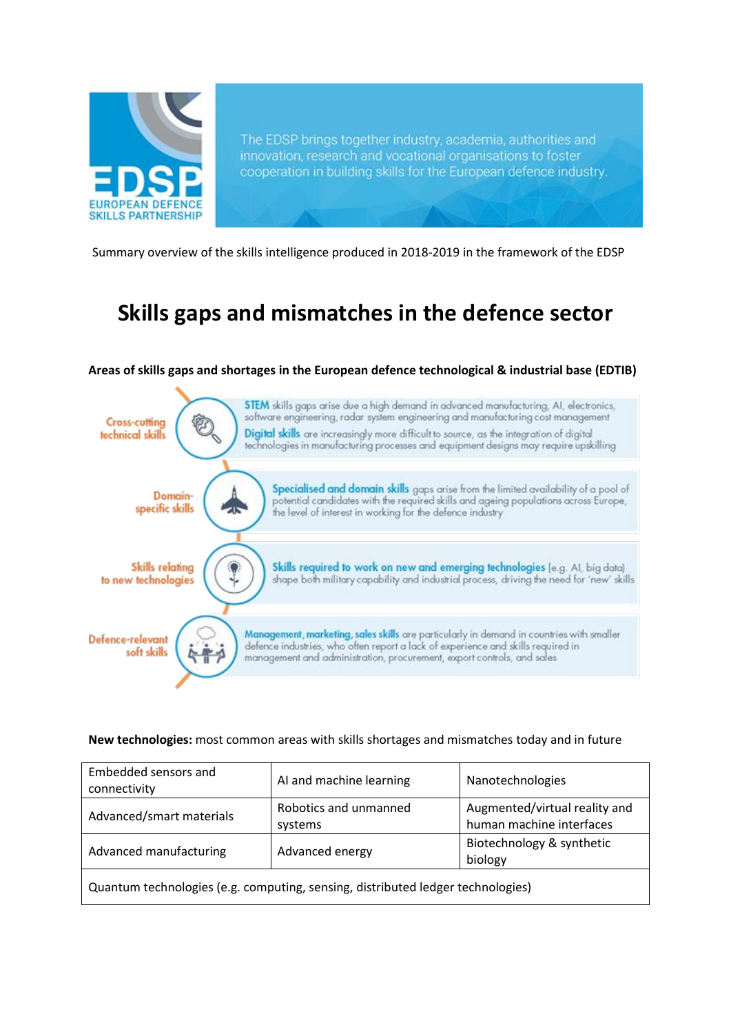EDSP
EUROPEAN DEFENCE SKILLS PARTNERSHIP

The EDSP brings together industry, academia, authorities and innovation, research and vocational organisations to foster cooperation in building skills for the European defence industry.

Summary overview of the skills intelligence produced in 2018-2019 in the framework of the EDSP

# Skills gaps and mismatches in the defence sector

**Areas of skills gaps and shortages in the European defence technological & industrial base (EDTIB)**

**Cross-cutting technical skills**

**STEM** skills gaps arise due a high demand in advanced manufacturing, AI, electronics, software engineering, radar system engineering and manufacturing cost management

**Digital skills** are increasingly more difficult to source, as the integration of digital technologies in manufacturing processes and equipment designs may require upskilling

**Domain-specific skills**

**Specialised and domain skills** gaps arise from the limited availability of a pool of potential candidates with the required skills and ageing populations across Europe, the level of interest in working for the defence industry

**Skills relating to new technologies**

**Skills required to work on new and emerging technologies** (e.g. AI, big data) shape both military capability and industrial process, driving the need for 'new' skills

**Defence-relevant soft skills**

**Management, marketing, sales skills** are particularly in demand in countries with smaller defence industries, who often report a lack of experience and skills required in management and administration, procurement, export controls, and sales

**New technologies:** most common areas with skills shortages and mismatches today and in future

| Embedded sensors and connectivity | AI and machine learning | Nanotechnologies |
|---|---|---|
| Advanced/smart materials | Robotics and unmanned systems | Augmented/virtual reality and human machine interfaces |
| Advanced manufacturing | Advanced energy | Biotechnology & synthetic biology |
| Quantum technologies (e.g. computing, sensing, distributed ledger technologies) | | |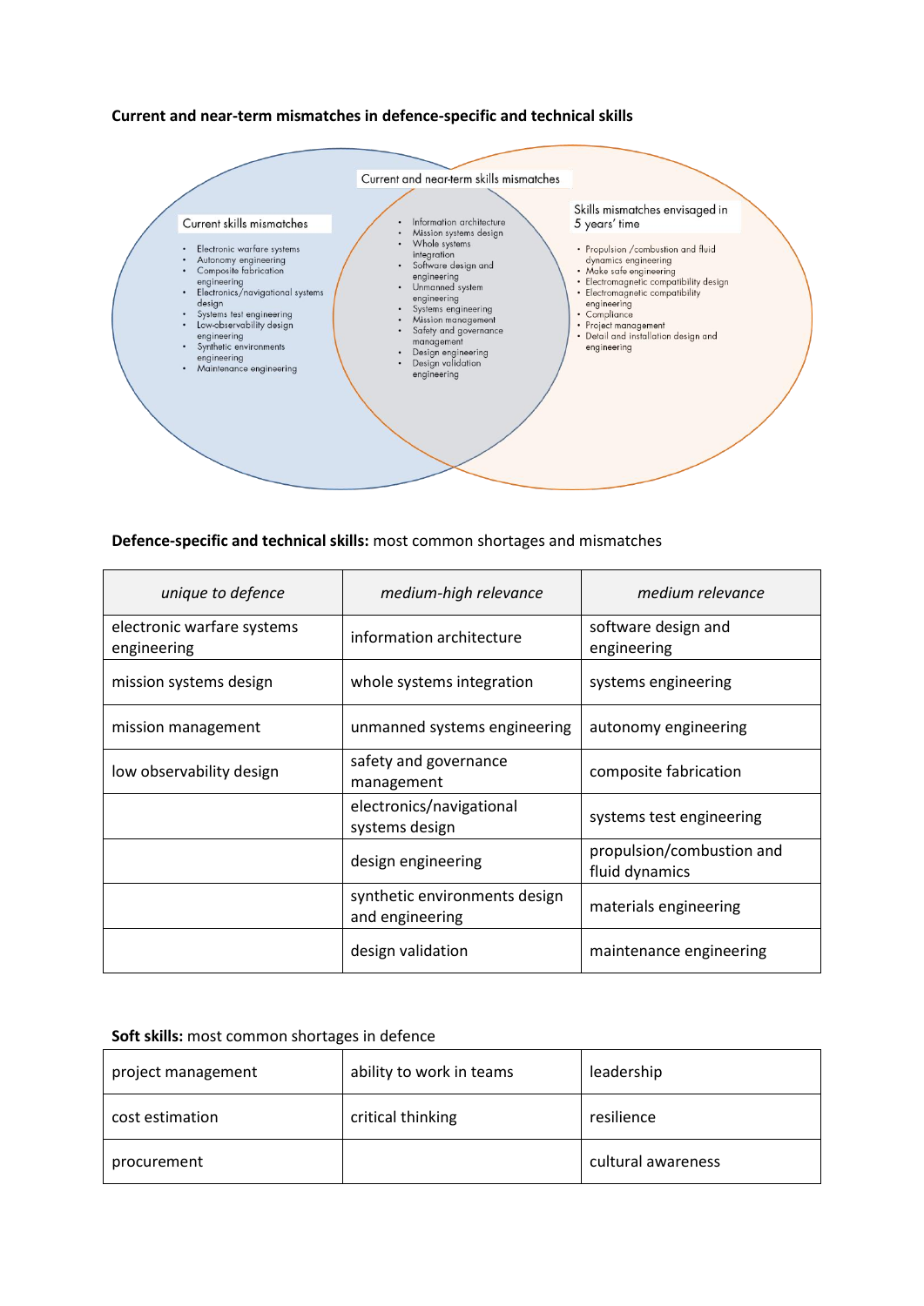**Current and near-term mismatches in defence-specific and technical skills**

Current skills mismatches

- Electronic warfare systems
- Autonomy engineering
- Composite fabrication engineering
- Electronics/navigational systems design
- Systems test engineering
- Low-observability design engineering
- Synthetic environments engineering
- Maintenance engineering

Current and near-term skills mismatches

- Information architecture
- Mission systems design
- Whole systems integration
- Software design and engineering
- Unmanned system engineering
- Systems engineering
- Mission management
- Safety and governance management
- Design engineering
- Design validation engineering

Skills mismatches envisaged in 5 years' time

- Propulsion /combustion and fluid dynamics engineering
- Make safe engineering
- Electromagnetic compatibility design
- Electromagnetic compatibility engineering
- Compliance
- Project management
- Detail and installation design and engineering

**Defence-specific and technical skills:** most common shortages and mismatches

| *unique to defence* | *medium-high relevance* | *medium relevance* |
|---|---|---|
| electronic warfare systems engineering | information architecture | software design and engineering |
| mission systems design | whole systems integration | systems engineering |
| mission management | unmanned systems engineering | autonomy engineering |
| low observability design | safety and governance management | composite fabrication |
| | electronics/navigational systems design | systems test engineering |
| | design engineering | propulsion/combustion and fluid dynamics |
| | synthetic environments design and engineering | materials engineering |
| | design validation | maintenance engineering |

**Soft skills:** most common shortages in defence

| | | |
|---|---|---|
| project management | ability to work in teams | leadership |
| cost estimation | critical thinking | resilience |
| procurement | | cultural awareness |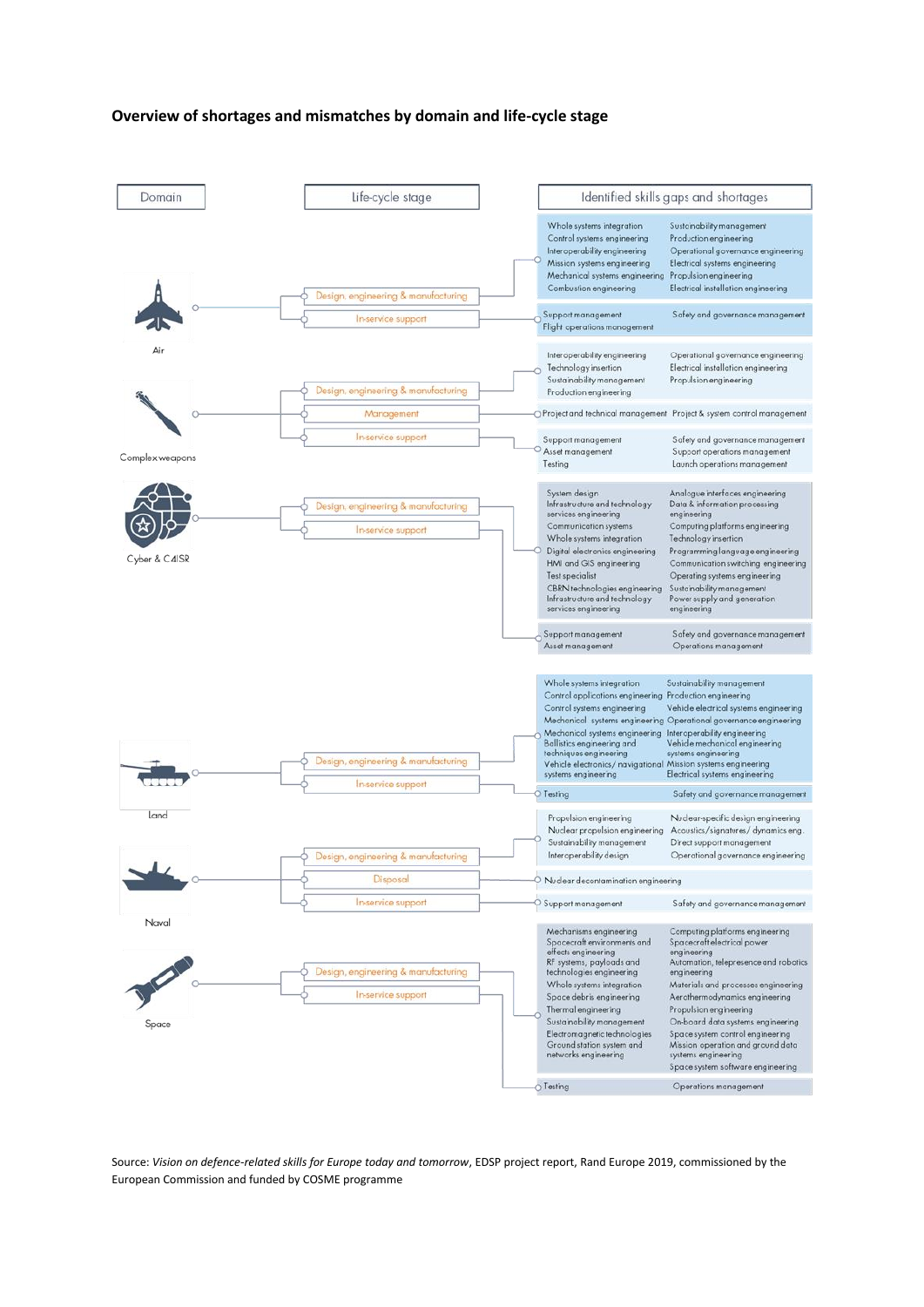### Overview of shortages and mismatches by domain and life-cycle stage

Domain

Life-cycle stage

Identified skills gaps and shortages

**Air**

Design, engineering & manufacturing

Whole systems integration
Control systems engineering
Interoperability engineering
Mission systems engineering
Mechanical systems engineering
Combustion engineering
Sustainability management
Production engineering
Operational governance engineering
Electrical systems engineering
Propulsion engineering
Electrical installation engineering

In-service support

Support management
Flight operations management
Safety and governance management

**Complex weapons**

Design, engineering & manufacturing

Interoperability engineering
Technology insertion
Sustainability management
Production engineering
Operational governance engineering
Electrical installation engineering
Propulsion engineering

Management

Project and technical management
Project & system control management

In-service support

Support management
Asset management
Testing
Safety and governance management
Support operations management
Launch operations management

**Cyber & C4ISR**

Design, engineering & manufacturing

System design
Infrastructure and technology services engineering
Communication systems
Whole systems integration
Digital electronics engineering
HMI and GIS engineering
Test specialist
CBRN technologies engineering
Infrastructure and technology services engineering
Analogue interfaces engineering
Data & information processing engineering
Computing platforms engineering
Technology insertion
Programming language engineering
Communication switching engineering
Operating systems engineering
Sustainability management
Power supply and generation engineering

In-service support

Support management
Asset management
Safety and governance management
Operations management

**Land**

Design, engineering & manufacturing

Whole systems integration
Control applications engineering
Control systems engineering
Mechanical systems engineering
Mechanical systems engineering
Ballistics engineering and techniques engineering
Vehicle electronics/ navigational systems engineering
Sustainability management
Production engineering
Vehicle electrical systems engineering
Operational governance engineering
Interoperability engineering
Vehicle mechanical engineering systems engineering
Mission systems engineering
Electrical systems engineering

In-service support

Testing
Safety and governance management

**Naval**

Design, engineering & manufacturing

Propulsion engineering
Nuclear propulsion engineering
Sustainability management
Interoperability design
Nuclear-specific design engineering
Acoustics/signatures/ dynamics eng.
Direct support management
Operational governance engineering

Disposal

Nuclear decontamination engineering

In-service support

Support management
Safety and governance management

**Space**

Design, engineering & manufacturing

Mechanisms engineering
Spacecraft environments and effects engineering
RF systems, payloads and technologies engineering
Whole systems integration
Space debris engineering
Thermal engineering
Sustainability management
Electromagnetic technologies
Ground station system and networks engineering
Computing platforms engineering
Spacecraft electrical power engineering
Automation, telepresence and robotics engineering
Materials and processes engineering
Aerothermodynamics engineering
Propulsion engineering
On-board data systems engineering
Space system control engineering
Mission operation and ground data systems engineering
Space system software engineering

In-service support

Testing
Operations management

Source: *Vision on defence-related skills for Europe today and tomorrow*, EDSP project report, Rand Europe 2019, commissioned by the European Commission and funded by COSME programme